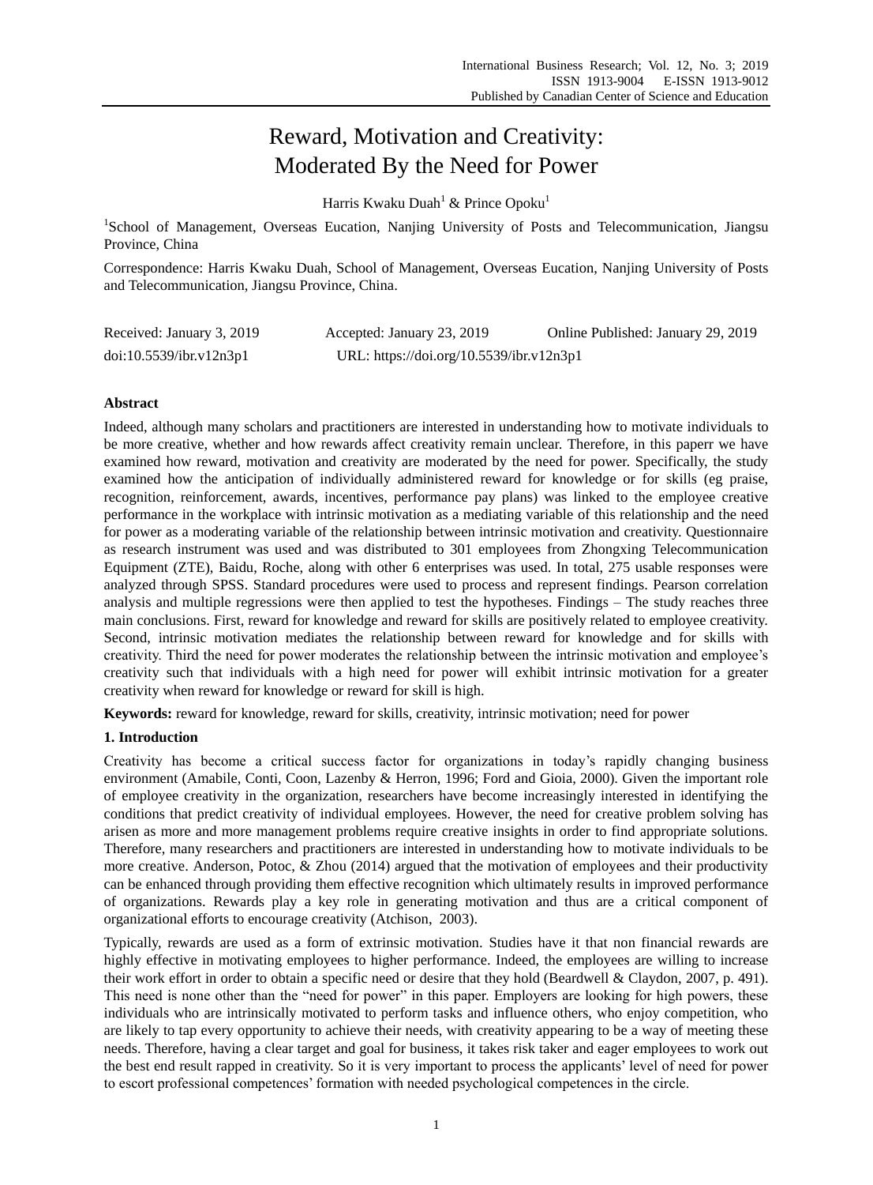# Reward, Motivation and Creativity: Moderated By the Need for Power

Harris Kwaku Duah[1] & Prince Opoku[1]

[1]School of Management, Overseas Eucation, Nanjing University of Posts and Telecommunication, Jiangsu Province, China

Correspondence: Harris Kwaku Duah, School of Management, Overseas Eucation, Nanjing University of Posts and Telecommunication, Jiangsu Province, China.

Received: January 3, 2019 Accepted: January 23, 2019 Online Published: January 29, 2019

doi:10.5539/ibr.v12n3p1 URL: https://doi.org/10.5539/ibr.v12n3p1

## Abstract

Indeed, although many scholars and practitioners are interested in understanding how to motivate individuals to be more creative, whether and how rewards affect creativity remain unclear. Therefore, in this paperr we have examined how reward, motivation and creativity are moderated by the need for power. Specifically, the study examined how the anticipation of individually administered reward for knowledge or for skills (eg praise, recognition, reinforcement, awards, incentives, performance pay plans) was linked to the employee creative performance in the workplace with intrinsic motivation as a mediating variable of this relationship and the need for power as a moderating variable of the relationship between intrinsic motivation and creativity. Questionnaire as research instrument was used and was distributed to 301 employees from Zhongxing Telecommunication Equipment (ZTE), Baidu, Roche, along with other 6 enterprises was used. In total, 275 usable responses were analyzed through SPSS. Standard procedures were used to process and represent findings. Pearson correlation analysis and multiple regressions were then applied to test the hypotheses. Findings – The study reaches three main conclusions. First, reward for knowledge and reward for skills are positively related to employee creativity. Second, intrinsic motivation mediates the relationship between reward for knowledge and for skills with creativity. Third the need for power moderates the relationship between the intrinsic motivation and employee's creativity such that individuals with a high need for power will exhibit intrinsic motivation for a greater creativity when reward for knowledge or reward for skill is high.

**Keywords:** reward for knowledge, reward for skills, creativity, intrinsic motivation; need for power

## 1. Introduction

Creativity has become a critical success factor for organizations in today's rapidly changing business environment (Amabile, Conti, Coon, Lazenby & Herron, 1996; Ford and Gioia, 2000). Given the important role of employee creativity in the organization, researchers have become increasingly interested in identifying the conditions that predict creativity of individual employees. However, the need for creative problem solving has arisen as more and more management problems require creative insights in order to find appropriate solutions. Therefore, many researchers and practitioners are interested in understanding how to motivate individuals to be more creative. Anderson, Potoc, & Zhou (2014) argued that the motivation of employees and their productivity can be enhanced through providing them effective recognition which ultimately results in improved performance of organizations. Rewards play a key role in generating motivation and thus are a critical component of organizational efforts to encourage creativity (Atchison, 2003).

Typically, rewards are used as a form of extrinsic motivation. Studies have it that non financial rewards are highly effective in motivating employees to higher performance. Indeed, the employees are willing to increase their work effort in order to obtain a specific need or desire that they hold (Beardwell & Claydon, 2007, p. 491). This need is none other than the "need for power" in this paper. Employers are looking for high powers, these individuals who are intrinsically motivated to perform tasks and influence others, who enjoy competition, who are likely to tap every opportunity to achieve their needs, with creativity appearing to be a way of meeting these needs. Therefore, having a clear target and goal for business, it takes risk taker and eager employees to work out the best end result rapped in creativity. So it is very important to process the applicants' level of need for power to escort professional competences' formation with needed psychological competences in the circle.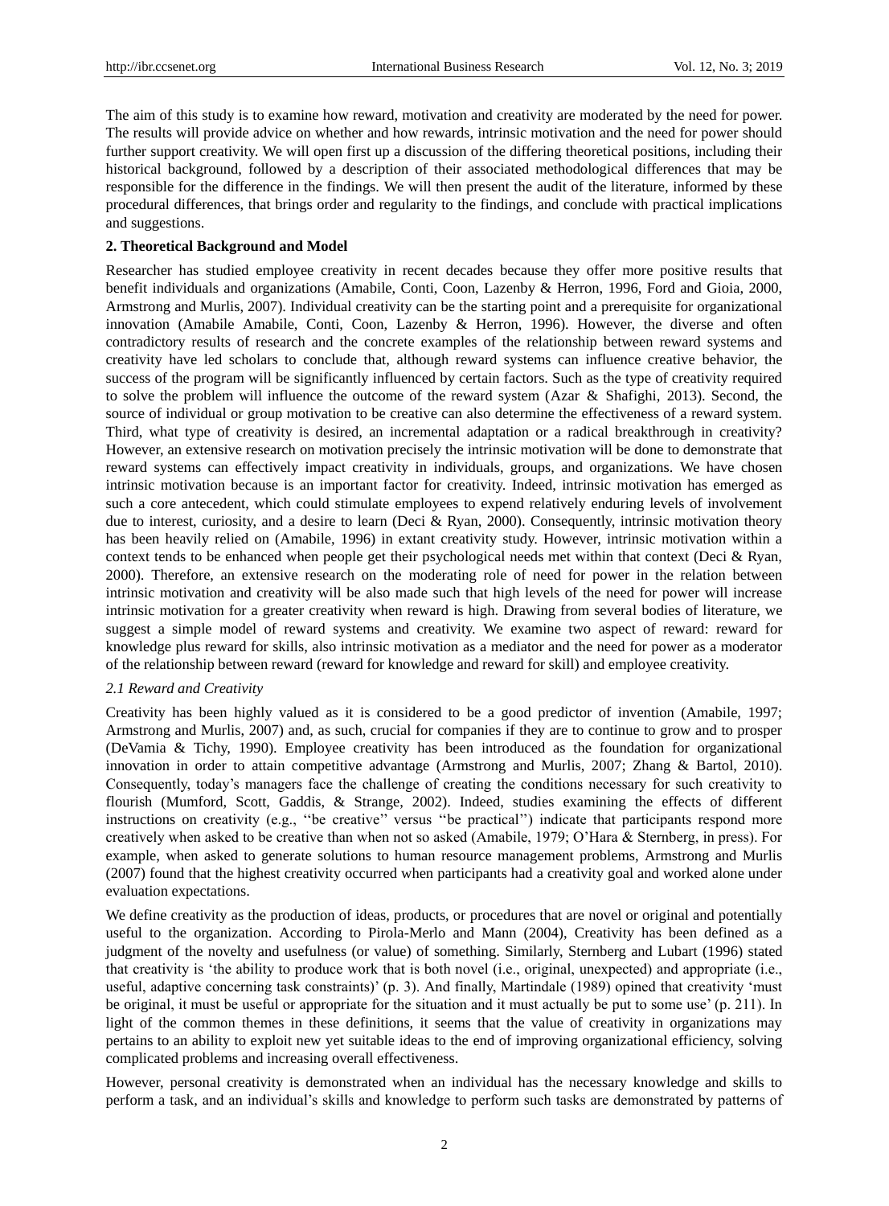The aim of this study is to examine how reward, motivation and creativity are moderated by the need for power. The results will provide advice on whether and how rewards, intrinsic motivation and the need for power should further support creativity. We will open first up a discussion of the differing theoretical positions, including their historical background, followed by a description of their associated methodological differences that may be responsible for the difference in the findings. We will then present the audit of the literature, informed by these procedural differences, that brings order and regularity to the findings, and conclude with practical implications and suggestions.

## 2. Theoretical Background and Model

Researcher has studied employee creativity in recent decades because they offer more positive results that benefit individuals and organizations (Amabile, Conti, Coon, Lazenby & Herron, 1996, Ford and Gioia, 2000, Armstrong and Murlis, 2007). Individual creativity can be the starting point and a prerequisite for organizational innovation (Amabile Amabile, Conti, Coon, Lazenby & Herron, 1996). However, the diverse and often contradictory results of research and the concrete examples of the relationship between reward systems and creativity have led scholars to conclude that, although reward systems can influence creative behavior, the success of the program will be significantly influenced by certain factors. Such as the type of creativity required to solve the problem will influence the outcome of the reward system (Azar & Shafighi, 2013). Second, the source of individual or group motivation to be creative can also determine the effectiveness of a reward system. Third, what type of creativity is desired, an incremental adaptation or a radical breakthrough in creativity? However, an extensive research on motivation precisely the intrinsic motivation will be done to demonstrate that reward systems can effectively impact creativity in individuals, groups, and organizations. We have chosen intrinsic motivation because is an important factor for creativity. Indeed, intrinsic motivation has emerged as such a core antecedent, which could stimulate employees to expend relatively enduring levels of involvement due to interest, curiosity, and a desire to learn (Deci & Ryan, 2000). Consequently, intrinsic motivation theory has been heavily relied on (Amabile, 1996) in extant creativity study. However, intrinsic motivation within a context tends to be enhanced when people get their psychological needs met within that context (Deci & Ryan, 2000). Therefore, an extensive research on the moderating role of need for power in the relation between intrinsic motivation and creativity will be also made such that high levels of the need for power will increase intrinsic motivation for a greater creativity when reward is high. Drawing from several bodies of literature, we suggest a simple model of reward systems and creativity. We examine two aspect of reward: reward for knowledge plus reward for skills, also intrinsic motivation as a mediator and the need for power as a moderator of the relationship between reward (reward for knowledge and reward for skill) and employee creativity.

### *2.1 Reward and Creativity*

Creativity has been highly valued as it is considered to be a good predictor of invention (Amabile, 1997; Armstrong and Murlis, 2007) and, as such, crucial for companies if they are to continue to grow and to prosper (DeVamia & Tichy, 1990). Employee creativity has been introduced as the foundation for organizational innovation in order to attain competitive advantage (Armstrong and Murlis, 2007; Zhang & Bartol, 2010). Consequently, today's managers face the challenge of creating the conditions necessary for such creativity to flourish (Mumford, Scott, Gaddis, & Strange, 2002). Indeed, studies examining the effects of different instructions on creativity (e.g., ''be creative'' versus ''be practical'') indicate that participants respond more creatively when asked to be creative than when not so asked (Amabile, 1979; O'Hara & Sternberg, in press). For example, when asked to generate solutions to human resource management problems, Armstrong and Murlis (2007) found that the highest creativity occurred when participants had a creativity goal and worked alone under evaluation expectations.

We define creativity as the production of ideas, products, or procedures that are novel or original and potentially useful to the organization. According to Pirola-Merlo and Mann (2004), Creativity has been defined as a judgment of the novelty and usefulness (or value) of something. Similarly, Sternberg and Lubart (1996) stated that creativity is 'the ability to produce work that is both novel (i.e., original, unexpected) and appropriate (i.e., useful, adaptive concerning task constraints)' (p. 3). And finally, Martindale (1989) opined that creativity 'must be original, it must be useful or appropriate for the situation and it must actually be put to some use' (p. 211). In light of the common themes in these definitions, it seems that the value of creativity in organizations may pertains to an ability to exploit new yet suitable ideas to the end of improving organizational efficiency, solving complicated problems and increasing overall effectiveness.

However, personal creativity is demonstrated when an individual has the necessary knowledge and skills to perform a task, and an individual's skills and knowledge to perform such tasks are demonstrated by patterns of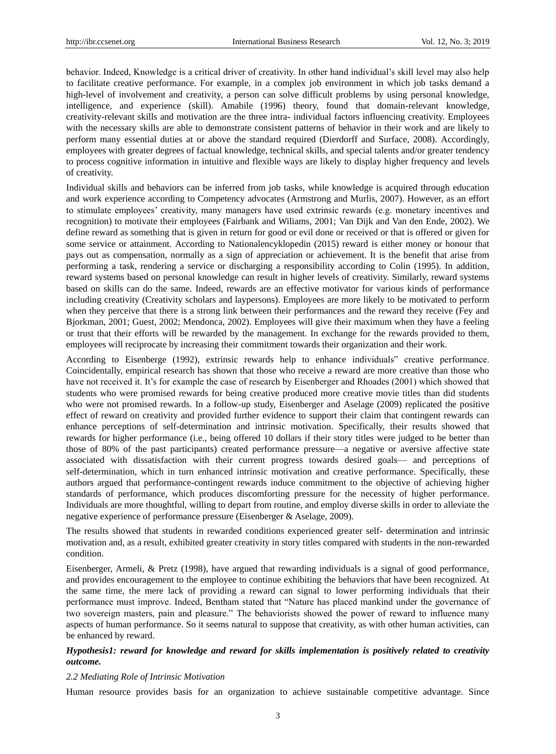behavior. Indeed, Knowledge is a critical driver of creativity. In other hand individual's skill level may also help to facilitate creative performance. For example, in a complex job environment in which job tasks demand a high-level of involvement and creativity, a person can solve difficult problems by using personal knowledge, intelligence, and experience (skill). Amabile (1996) theory, found that domain-relevant knowledge, creativity-relevant skills and motivation are the three intra- individual factors influencing creativity. Employees with the necessary skills are able to demonstrate consistent patterns of behavior in their work and are likely to perform many essential duties at or above the standard required (Dierdorff and Surface, 2008). Accordingly, employees with greater degrees of factual knowledge, technical skills, and special talents and/or greater tendency to process cognitive information in intuitive and flexible ways are likely to display higher frequency and levels of creativity.

Individual skills and behaviors can be inferred from job tasks, while knowledge is acquired through education and work experience according to Competency advocates (Armstrong and Murlis, 2007). However, as an effort to stimulate employees' creativity, many managers have used extrinsic rewards (e.g. monetary incentives and recognition) to motivate their employees (Fairbank and Wiliams, 2001; Van Dijk and Van den Ende, 2002). We define reward as something that is given in return for good or evil done or received or that is offered or given for some service or attainment. According to Nationalencyklopedin (2015) reward is either money or honour that pays out as compensation, normally as a sign of appreciation or achievement. It is the benefit that arise from performing a task, rendering a service or discharging a responsibility according to Colin (1995). In addition, reward systems based on personal knowledge can result in higher levels of creativity. Similarly, reward systems based on skills can do the same. Indeed, rewards are an effective motivator for various kinds of performance including creativity (Creativity scholars and laypersons). Employees are more likely to be motivated to perform when they perceive that there is a strong link between their performances and the reward they receive (Fey and Bjorkman, 2001; Guest, 2002; Mendonca, 2002). Employees will give their maximum when they have a feeling or trust that their efforts will be rewarded by the management. In exchange for the rewards provided to them, employees will reciprocate by increasing their commitment towards their organization and their work.

According to Eisenberge (1992), extrinsic rewards help to enhance individuals" creative performance. Coincidentally, empirical research has shown that those who receive a reward are more creative than those who have not received it. It's for example the case of research by Eisenberger and Rhoades (2001) which showed that students who were promised rewards for being creative produced more creative movie titles than did students who were not promised rewards. In a follow-up study, Eisenberger and Aselage (2009) replicated the positive effect of reward on creativity and provided further evidence to support their claim that contingent rewards can enhance perceptions of self-determination and intrinsic motivation. Specifically, their results showed that rewards for higher performance (i.e., being offered 10 dollars if their story titles were judged to be better than those of 80% of the past participants) created performance pressure—a negative or aversive affective state associated with dissatisfaction with their current progress towards desired goals— and perceptions of self-determination, which in turn enhanced intrinsic motivation and creative performance. Specifically, these authors argued that performance-contingent rewards induce commitment to the objective of achieving higher standards of performance, which produces discomforting pressure for the necessity of higher performance. Individuals are more thoughtful, willing to depart from routine, and employ diverse skills in order to alleviate the negative experience of performance pressure (Eisenberger & Aselage, 2009).

The results showed that students in rewarded conditions experienced greater self- determination and intrinsic motivation and, as a result, exhibited greater creativity in story titles compared with students in the non-rewarded condition.

Eisenberger, Armeli, & Pretz (1998), have argued that rewarding individuals is a signal of good performance, and provides encouragement to the employee to continue exhibiting the behaviors that have been recognized. At the same time, the mere lack of providing a reward can signal to lower performing individuals that their performance must improve. Indeed, Bentham stated that "Nature has placed mankind under the governance of two sovereign masters, pain and pleasure." The behaviorists showed the power of reward to influence many aspects of human performance. So it seems natural to suppose that creativity, as with other human activities, can be enhanced by reward.

***Hypothesis1: reward for knowledge and reward for skills implementation is positively related to creativity outcome.***

### *2.2 Mediating Role of Intrinsic Motivation*

Human resource provides basis for an organization to achieve sustainable competitive advantage. Since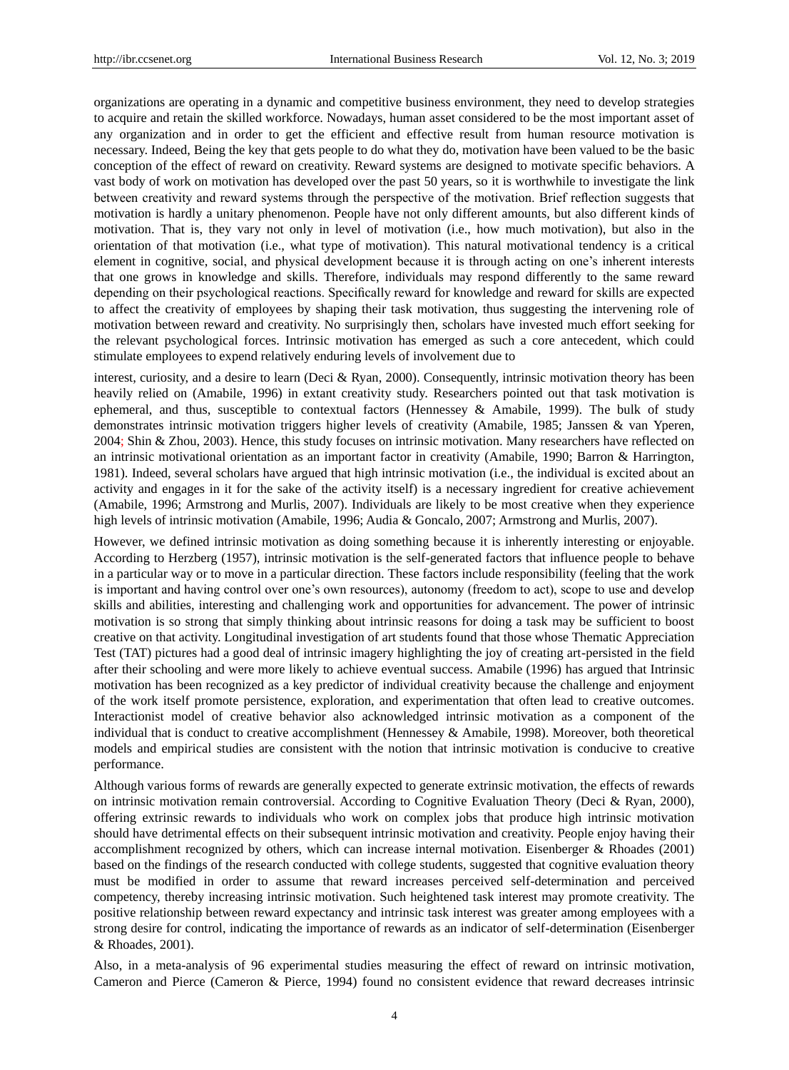organizations are operating in a dynamic and competitive business environment, they need to develop strategies to acquire and retain the skilled workforce. Nowadays, human asset considered to be the most important asset of any organization and in order to get the efficient and effective result from human resource motivation is necessary. Indeed, Being the key that gets people to do what they do, motivation have been valued to be the basic conception of the effect of reward on creativity. Reward systems are designed to motivate specific behaviors. A vast body of work on motivation has developed over the past 50 years, so it is worthwhile to investigate the link between creativity and reward systems through the perspective of the motivation. Brief reflection suggests that motivation is hardly a unitary phenomenon. People have not only different amounts, but also different kinds of motivation. That is, they vary not only in level of motivation (i.e., how much motivation), but also in the orientation of that motivation (i.e., what type of motivation). This natural motivational tendency is a critical element in cognitive, social, and physical development because it is through acting on one's inherent interests that one grows in knowledge and skills. Therefore, individuals may respond differently to the same reward depending on their psychological reactions. Specifically reward for knowledge and reward for skills are expected to affect the creativity of employees by shaping their task motivation, thus suggesting the intervening role of motivation between reward and creativity. No surprisingly then, scholars have invested much effort seeking for the relevant psychological forces. Intrinsic motivation has emerged as such a core antecedent, which could stimulate employees to expend relatively enduring levels of involvement due to

interest, curiosity, and a desire to learn (Deci & Ryan, 2000). Consequently, intrinsic motivation theory has been heavily relied on (Amabile, 1996) in extant creativity study. Researchers pointed out that task motivation is ephemeral, and thus, susceptible to contextual factors (Hennessey & Amabile, 1999). The bulk of study demonstrates intrinsic motivation triggers higher levels of creativity (Amabile, 1985; Janssen & van Yperen, 2004; Shin & Zhou, 2003). Hence, this study focuses on intrinsic motivation. Many researchers have reflected on an intrinsic motivational orientation as an important factor in creativity (Amabile, 1990; Barron & Harrington, 1981). Indeed, several scholars have argued that high intrinsic motivation (i.e., the individual is excited about an activity and engages in it for the sake of the activity itself) is a necessary ingredient for creative achievement (Amabile, 1996; Armstrong and Murlis, 2007). Individuals are likely to be most creative when they experience high levels of intrinsic motivation (Amabile, 1996; Audia & Goncalo, 2007; Armstrong and Murlis, 2007).

However, we defined intrinsic motivation as doing something because it is inherently interesting or enjoyable. According to Herzberg (1957), intrinsic motivation is the self-generated factors that influence people to behave in a particular way or to move in a particular direction. These factors include responsibility (feeling that the work is important and having control over one's own resources), autonomy (freedom to act), scope to use and develop skills and abilities, interesting and challenging work and opportunities for advancement. The power of intrinsic motivation is so strong that simply thinking about intrinsic reasons for doing a task may be sufficient to boost creative on that activity. Longitudinal investigation of art students found that those whose Thematic Appreciation Test (TAT) pictures had a good deal of intrinsic imagery highlighting the joy of creating art-persisted in the field after their schooling and were more likely to achieve eventual success. Amabile (1996) has argued that Intrinsic motivation has been recognized as a key predictor of individual creativity because the challenge and enjoyment of the work itself promote persistence, exploration, and experimentation that often lead to creative outcomes. Interactionist model of creative behavior also acknowledged intrinsic motivation as a component of the individual that is conduct to creative accomplishment (Hennessey & Amabile, 1998). Moreover, both theoretical models and empirical studies are consistent with the notion that intrinsic motivation is conducive to creative performance.

Although various forms of rewards are generally expected to generate extrinsic motivation, the effects of rewards on intrinsic motivation remain controversial. According to Cognitive Evaluation Theory (Deci & Ryan, 2000), offering extrinsic rewards to individuals who work on complex jobs that produce high intrinsic motivation should have detrimental effects on their subsequent intrinsic motivation and creativity. People enjoy having their accomplishment recognized by others, which can increase internal motivation. Eisenberger & Rhoades (2001) based on the findings of the research conducted with college students, suggested that cognitive evaluation theory must be modified in order to assume that reward increases perceived self-determination and perceived competency, thereby increasing intrinsic motivation. Such heightened task interest may promote creativity. The positive relationship between reward expectancy and intrinsic task interest was greater among employees with a strong desire for control, indicating the importance of rewards as an indicator of self-determination (Eisenberger & Rhoades, 2001).

Also, in a meta-analysis of 96 experimental studies measuring the effect of reward on intrinsic motivation, Cameron and Pierce (Cameron & Pierce, 1994) found no consistent evidence that reward decreases intrinsic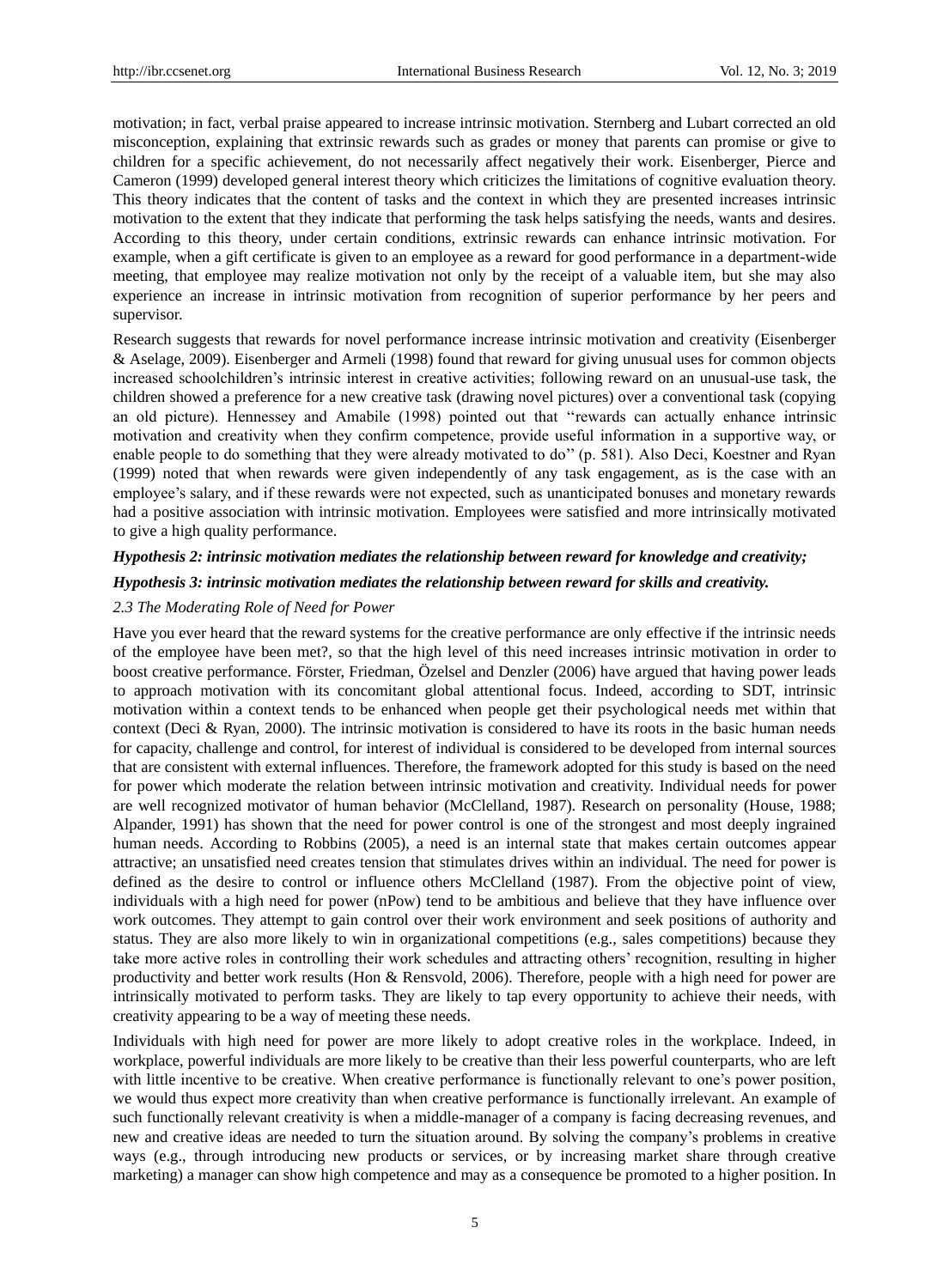motivation; in fact, verbal praise appeared to increase intrinsic motivation. Sternberg and Lubart corrected an old misconception, explaining that extrinsic rewards such as grades or money that parents can promise or give to children for a specific achievement, do not necessarily affect negatively their work. Eisenberger, Pierce and Cameron (1999) developed general interest theory which criticizes the limitations of cognitive evaluation theory. This theory indicates that the content of tasks and the context in which they are presented increases intrinsic motivation to the extent that they indicate that performing the task helps satisfying the needs, wants and desires. According to this theory, under certain conditions, extrinsic rewards can enhance intrinsic motivation. For example, when a gift certificate is given to an employee as a reward for good performance in a department-wide meeting, that employee may realize motivation not only by the receipt of a valuable item, but she may also experience an increase in intrinsic motivation from recognition of superior performance by her peers and supervisor.

Research suggests that rewards for novel performance increase intrinsic motivation and creativity (Eisenberger & Aselage, 2009). Eisenberger and Armeli (1998) found that reward for giving unusual uses for common objects increased schoolchildren's intrinsic interest in creative activities; following reward on an unusual-use task, the children showed a preference for a new creative task (drawing novel pictures) over a conventional task (copying an old picture). Hennessey and Amabile (1998) pointed out that "rewards can actually enhance intrinsic motivation and creativity when they confirm competence, provide useful information in a supportive way, or enable people to do something that they were already motivated to do" (p. 581). Also Deci, Koestner and Ryan (1999) noted that when rewards were given independently of any task engagement, as is the case with an employee's salary, and if these rewards were not expected, such as unanticipated bonuses and monetary rewards had a positive association with intrinsic motivation. Employees were satisfied and more intrinsically motivated to give a high quality performance.

***Hypothesis 2: intrinsic motivation mediates the relationship between reward for knowledge and creativity;***

***Hypothesis 3: intrinsic motivation mediates the relationship between reward for skills and creativity.***

### *2.3 The Moderating Role of Need for Power*

Have you ever heard that the reward systems for the creative performance are only effective if the intrinsic needs of the employee have been met?, so that the high level of this need increases intrinsic motivation in order to boost creative performance. Förster, Friedman, Özelsel and Denzler (2006) have argued that having power leads to approach motivation with its concomitant global attentional focus. Indeed, according to SDT, intrinsic motivation within a context tends to be enhanced when people get their psychological needs met within that context (Deci & Ryan, 2000). The intrinsic motivation is considered to have its roots in the basic human needs for capacity, challenge and control, for interest of individual is considered to be developed from internal sources that are consistent with external influences. Therefore, the framework adopted for this study is based on the need for power which moderate the relation between intrinsic motivation and creativity. Individual needs for power are well recognized motivator of human behavior (McClelland, 1987). Research on personality (House, 1988; Alpander, 1991) has shown that the need for power control is one of the strongest and most deeply ingrained human needs. According to Robbins (2005), a need is an internal state that makes certain outcomes appear attractive; an unsatisfied need creates tension that stimulates drives within an individual. The need for power is defined as the desire to control or influence others McClelland (1987). From the objective point of view, individuals with a high need for power (nPow) tend to be ambitious and believe that they have influence over work outcomes. They attempt to gain control over their work environment and seek positions of authority and status. They are also more likely to win in organizational competitions (e.g., sales competitions) because they take more active roles in controlling their work schedules and attracting others' recognition, resulting in higher productivity and better work results (Hon & Rensvold, 2006). Therefore, people with a high need for power are intrinsically motivated to perform tasks. They are likely to tap every opportunity to achieve their needs, with creativity appearing to be a way of meeting these needs.

Individuals with high need for power are more likely to adopt creative roles in the workplace. Indeed, in workplace, powerful individuals are more likely to be creative than their less powerful counterparts, who are left with little incentive to be creative. When creative performance is functionally relevant to one's power position, we would thus expect more creativity than when creative performance is functionally irrelevant. An example of such functionally relevant creativity is when a middle-manager of a company is facing decreasing revenues, and new and creative ideas are needed to turn the situation around. By solving the company's problems in creative ways (e.g., through introducing new products or services, or by increasing market share through creative marketing) a manager can show high competence and may as a consequence be promoted to a higher position. In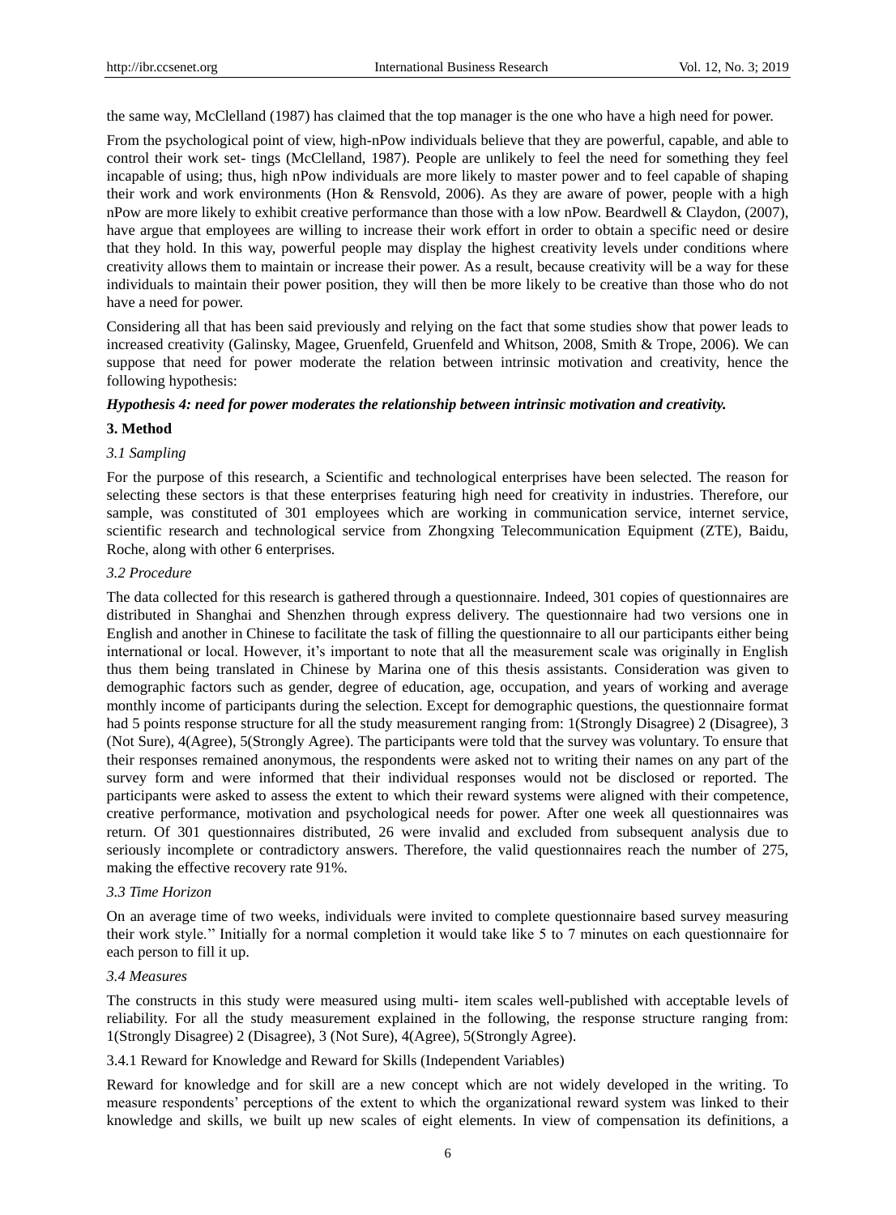the same way, McClelland (1987) has claimed that the top manager is the one who have a high need for power.

From the psychological point of view, high-nPow individuals believe that they are powerful, capable, and able to control their work set- tings (McClelland, 1987). People are unlikely to feel the need for something they feel incapable of using; thus, high nPow individuals are more likely to master power and to feel capable of shaping their work and work environments (Hon & Rensvold, 2006). As they are aware of power, people with a high nPow are more likely to exhibit creative performance than those with a low nPow. Beardwell & Claydon, (2007), have argue that employees are willing to increase their work effort in order to obtain a specific need or desire that they hold. In this way, powerful people may display the highest creativity levels under conditions where creativity allows them to maintain or increase their power. As a result, because creativity will be a way for these individuals to maintain their power position, they will then be more likely to be creative than those who do not have a need for power.

Considering all that has been said previously and relying on the fact that some studies show that power leads to increased creativity (Galinsky, Magee, Gruenfeld, Gruenfeld and Whitson, 2008, Smith & Trope, 2006). We can suppose that need for power moderate the relation between intrinsic motivation and creativity, hence the following hypothesis:

***Hypothesis 4: need for power moderates the relationship between intrinsic motivation and creativity.***

## 3. Method

### *3.1 Sampling*

For the purpose of this research, a Scientific and technological enterprises have been selected. The reason for selecting these sectors is that these enterprises featuring high need for creativity in industries. Therefore, our sample, was constituted of 301 employees which are working in communication service, internet service, scientific research and technological service from Zhongxing Telecommunication Equipment (ZTE), Baidu, Roche, along with other 6 enterprises.

### *3.2 Procedure*

The data collected for this research is gathered through a questionnaire. Indeed, 301 copies of questionnaires are distributed in Shanghai and Shenzhen through express delivery. The questionnaire had two versions one in English and another in Chinese to facilitate the task of filling the questionnaire to all our participants either being international or local. However, it's important to note that all the measurement scale was originally in English thus them being translated in Chinese by Marina one of this thesis assistants. Consideration was given to demographic factors such as gender, degree of education, age, occupation, and years of working and average monthly income of participants during the selection. Except for demographic questions, the questionnaire format had 5 points response structure for all the study measurement ranging from: 1(Strongly Disagree) 2 (Disagree), 3 (Not Sure), 4(Agree), 5(Strongly Agree). The participants were told that the survey was voluntary. To ensure that their responses remained anonymous, the respondents were asked not to writing their names on any part of the survey form and were informed that their individual responses would not be disclosed or reported. The participants were asked to assess the extent to which their reward systems were aligned with their competence, creative performance, motivation and psychological needs for power. After one week all questionnaires was return. Of 301 questionnaires distributed, 26 were invalid and excluded from subsequent analysis due to seriously incomplete or contradictory answers. Therefore, the valid questionnaires reach the number of 275, making the effective recovery rate 91%.

### *3.3 Time Horizon*

On an average time of two weeks, individuals were invited to complete questionnaire based survey measuring their work style.'' Initially for a normal completion it would take like 5 to 7 minutes on each questionnaire for each person to fill it up.

### *3.4 Measures*

The constructs in this study were measured using multi- item scales well-published with acceptable levels of reliability. For all the study measurement explained in the following, the response structure ranging from: 1(Strongly Disagree) 2 (Disagree), 3 (Not Sure), 4(Agree), 5(Strongly Agree).

#### 3.4.1 Reward for Knowledge and Reward for Skills (Independent Variables)

Reward for knowledge and for skill are a new concept which are not widely developed in the writing. To measure respondents' perceptions of the extent to which the organizational reward system was linked to their knowledge and skills, we built up new scales of eight elements. In view of compensation its definitions, a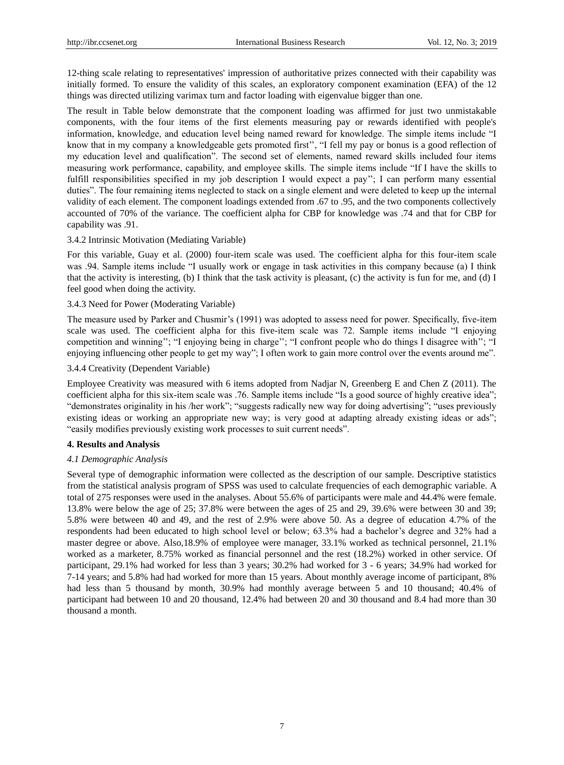12-thing scale relating to representatives' impression of authoritative prizes connected with their capability was initially formed. To ensure the validity of this scales, an exploratory component examination (EFA) of the 12 things was directed utilizing varimax turn and factor loading with eigenvalue bigger than one.

The result in Table below demonstrate that the component loading was affirmed for just two unmistakable components, with the four items of the first elements measuring pay or rewards identified with people's information, knowledge, and education level being named reward for knowledge. The simple items include "I know that in my company a knowledgeable gets promoted first'', "I fell my pay or bonus is a good reflection of my education level and qualification". The second set of elements, named reward skills included four items measuring work performance, capability, and employee skills. The simple items include "If I have the skills to fulfill responsibilities specified in my job description I would expect a pay''; I can perform many essential duties". The four remaining items neglected to stack on a single element and were deleted to keep up the internal validity of each element. The component loadings extended from .67 to .95, and the two components collectively accounted of 70% of the variance. The coefficient alpha for CBP for knowledge was .74 and that for CBP for capability was .91.

3.4.2 Intrinsic Motivation (Mediating Variable)

For this variable, Guay et al. (2000) four-item scale was used. The coefficient alpha for this four-item scale was .94. Sample items include "I usually work or engage in task activities in this company because (a) I think that the activity is interesting, (b) I think that the task activity is pleasant, (c) the activity is fun for me, and (d) I feel good when doing the activity.

3.4.3 Need for Power (Moderating Variable)

The measure used by Parker and Chusmir's (1991) was adopted to assess need for power. Specifically, five-item scale was used. The coefficient alpha for this five-item scale was 72. Sample items include "I enjoying competition and winning''; "I enjoying being in charge''; "I confront people who do things I disagree with''; "I enjoying influencing other people to get my way"; I often work to gain more control over the events around me".

3.4.4 Creativity (Dependent Variable)

Employee Creativity was measured with 6 items adopted from Nadjar N, Greenberg E and Chen Z (2011). The coefficient alpha for this six-item scale was .76. Sample items include "Is a good source of highly creative idea"; "demonstrates originality in his /her work"; "suggests radically new way for doing advertising"; "uses previously existing ideas or working an appropriate new way; is very good at adapting already existing ideas or ads"; "easily modifies previously existing work processes to suit current needs".

## 4. Results and Analysis

### *4.1 Demographic Analysis*

Several type of demographic information were collected as the description of our sample. Descriptive statistics from the statistical analysis program of SPSS was used to calculate frequencies of each demographic variable. A total of 275 responses were used in the analyses. About 55.6% of participants were male and 44.4% were female. 13.8% were below the age of 25; 37.8% were between the ages of 25 and 29, 39.6% were between 30 and 39; 5.8% were between 40 and 49, and the rest of 2.9% were above 50. As a degree of education 4.7% of the respondents had been educated to high school level or below; 63.3% had a bachelor's degree and 32% had a master degree or above. Also,18.9% of employee were manager, 33.1% worked as technical personnel, 21.1% worked as a marketer, 8.75% worked as financial personnel and the rest (18.2%) worked in other service. Of participant, 29.1% had worked for less than 3 years; 30.2% had worked for 3 - 6 years; 34.9% had worked for 7-14 years; and 5.8% had had worked for more than 15 years. About monthly average income of participant, 8% had less than 5 thousand by month, 30.9% had monthly average between 5 and 10 thousand; 40.4% of participant had between 10 and 20 thousand, 12.4% had between 20 and 30 thousand and 8.4 had more than 30 thousand a month.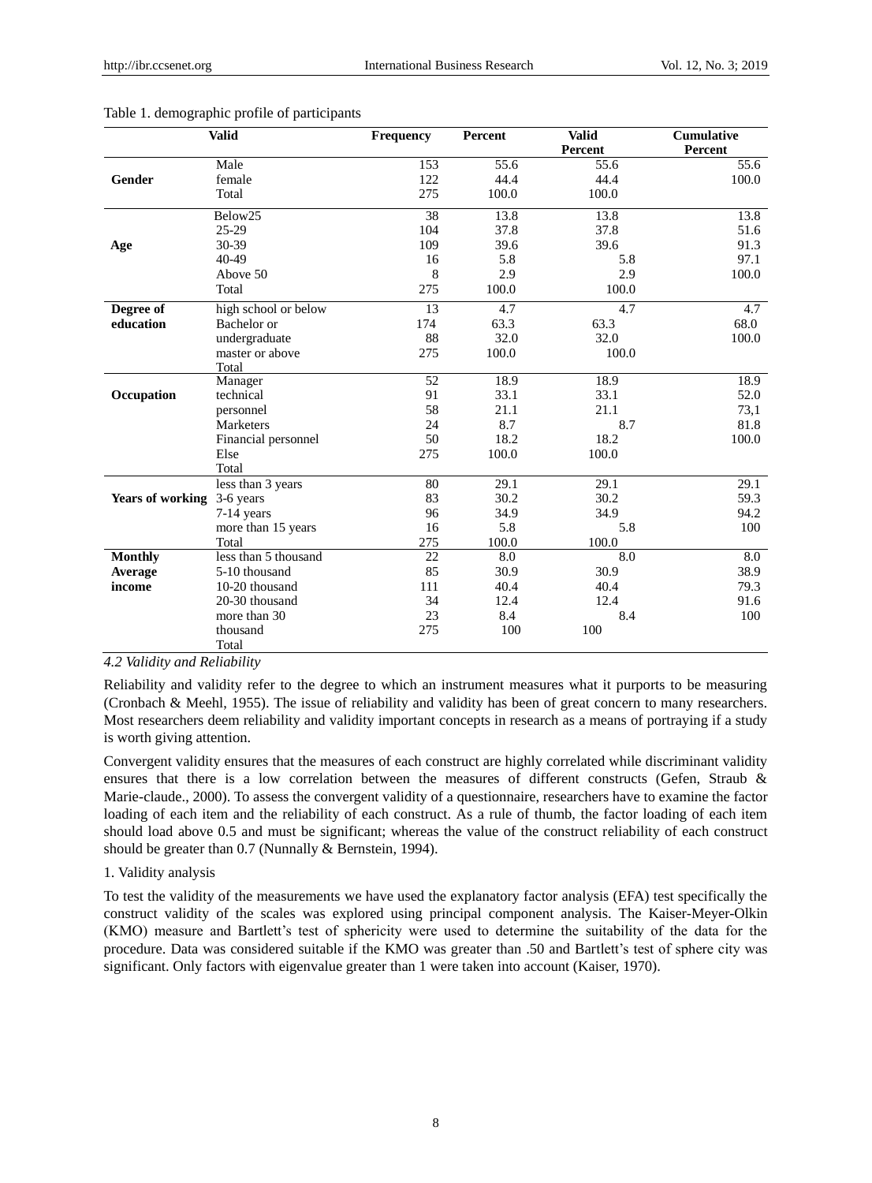Table 1. demographic profile of participants

| Valid | | Frequency | Percent | Valid Percent | Cumulative Percent |
|---|---|---|---|---|---|
| Gender | Male | 153 | 55.6 | 55.6 | 55.6 |
| | female | 122 | 44.4 | 44.4 | 100.0 |
| | Total | 275 | 100.0 | 100.0 | |
| Age | Below25 | 38 | 13.8 | 13.8 | 13.8 |
| | 25-29 | 104 | 37.8 | 37.8 | 51.6 |
| | 30-39 | 109 | 39.6 | 39.6 | 91.3 |
| | 40-49 | 16 | 5.8 | 5.8 | 97.1 |
| | Above 50 | 8 | 2.9 | 2.9 | 100.0 |
| | Total | 275 | 100.0 | 100.0 | |
| Degree of education | high school or below | 13 | 4.7 | 4.7 | 4.7 |
| | Bachelor or | 174 | 63.3 | 63.3 | 68.0 |
| | undergraduate | 88 | 32.0 | 32.0 | 100.0 |
| | master or above | 275 | 100.0 | 100.0 | |
| | Total | | | | |
| Occupation | Manager | 52 | 18.9 | 18.9 | 18.9 |
| | technical | 91 | 33.1 | 33.1 | 52.0 |
| | personnel | 58 | 21.1 | 21.1 | 73,1 |
| | Marketers | 24 | 8.7 | 8.7 | 81.8 |
| | Financial personnel | 50 | 18.2 | 18.2 | 100.0 |
| | Else | 275 | 100.0 | 100.0 | |
| | Total | | | | |
| Years of working | less than 3 years | 80 | 29.1 | 29.1 | 29.1 |
| | 3-6 years | 83 | 30.2 | 30.2 | 59.3 |
| | 7-14 years | 96 | 34.9 | 34.9 | 94.2 |
| | more than 15 years | 16 | 5.8 | 5.8 | 100 |
| | Total | 275 | 100.0 | 100.0 | |
| Monthly Average income | less than 5 thousand | 22 | 8.0 | 8.0 | 8.0 |
| | 5-10 thousand | 85 | 30.9 | 30.9 | 38.9 |
| | 10-20 thousand | 111 | 40.4 | 40.4 | 79.3 |
| | 20-30 thousand | 34 | 12.4 | 12.4 | 91.6 |
| | more than 30 | 23 | 8.4 | 8.4 | 100 |
| | thousand | 275 | 100 | 100 | |
| | Total | | | | |

### *4.2 Validity and Reliability*

Reliability and validity refer to the degree to which an instrument measures what it purports to be measuring (Cronbach & Meehl, 1955). The issue of reliability and validity has been of great concern to many researchers. Most researchers deem reliability and validity important concepts in research as a means of portraying if a study is worth giving attention.

Convergent validity ensures that the measures of each construct are highly correlated while discriminant validity ensures that there is a low correlation between the measures of different constructs (Gefen, Straub & Marie-claude., 2000). To assess the convergent validity of a questionnaire, researchers have to examine the factor loading of each item and the reliability of each construct. As a rule of thumb, the factor loading of each item should load above 0.5 and must be significant; whereas the value of the construct reliability of each construct should be greater than 0.7 (Nunnally & Bernstein, 1994).

1. Validity analysis

To test the validity of the measurements we have used the explanatory factor analysis (EFA) test specifically the construct validity of the scales was explored using principal component analysis. The Kaiser-Meyer-Olkin (KMO) measure and Bartlett's test of sphericity were used to determine the suitability of the data for the procedure. Data was considered suitable if the KMO was greater than .50 and Bartlett's test of sphere city was significant. Only factors with eigenvalue greater than 1 were taken into account (Kaiser, 1970).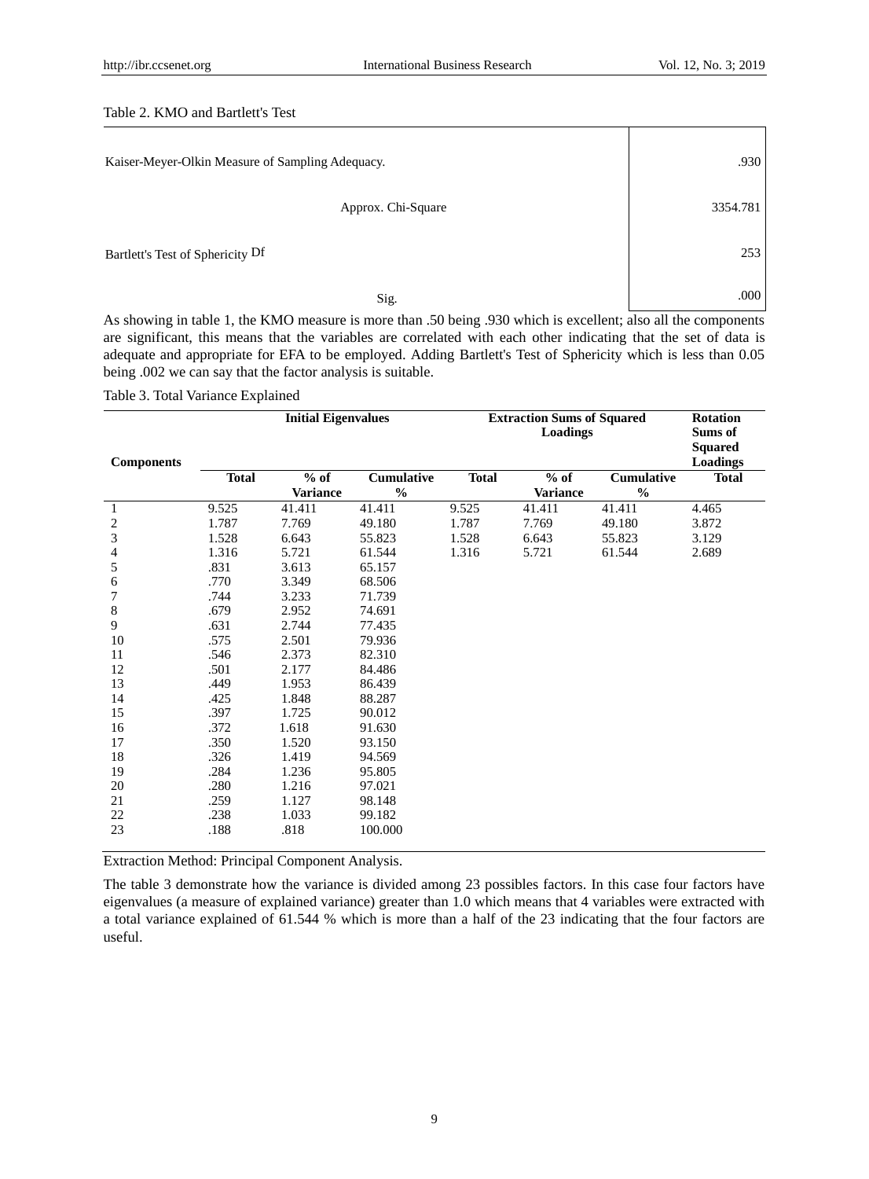Table 2. KMO and Bartlett's Test

| | | |
|---|---|---|
| Kaiser-Meyer-Olkin Measure of Sampling Adequacy. | | .930 |
| Bartlett's Test of Sphericity | Approx. Chi-Square | 3354.781 |
| | Df | 253 |
| | Sig. | .000 |

As showing in table 1, the KMO measure is more than .50 being .930 which is excellent; also all the components are significant, this means that the variables are correlated with each other indicating that the set of data is adequate and appropriate for EFA to be employed. Adding Bartlett's Test of Sphericity which is less than 0.05 being .002 we can say that the factor analysis is suitable.

Table 3. Total Variance Explained

| Components | Initial Eigenvalues | | | Extraction Sums of Squared Loadings | | | Rotation Sums of Squared Loadings |
|---|---|---|---|---|---|---|---|
| | Total | % of Variance | Cumulative % | Total | % of Variance | Cumulative % | Total |
| 1 | 9.525 | 41.411 | 41.411 | 9.525 | 41.411 | 41.411 | 4.465 |
| 2 | 1.787 | 7.769 | 49.180 | 1.787 | 7.769 | 49.180 | 3.872 |
| 3 | 1.528 | 6.643 | 55.823 | 1.528 | 6.643 | 55.823 | 3.129 |
| 4 | 1.316 | 5.721 | 61.544 | 1.316 | 5.721 | 61.544 | 2.689 |
| 5 | .831 | 3.613 | 65.157 | | | | |
| 6 | .770 | 3.349 | 68.506 | | | | |
| 7 | .744 | 3.233 | 71.739 | | | | |
| 8 | .679 | 2.952 | 74.691 | | | | |
| 9 | .631 | 2.744 | 77.435 | | | | |
| 10 | .575 | 2.501 | 79.936 | | | | |
| 11 | .546 | 2.373 | 82.310 | | | | |
| 12 | .501 | 2.177 | 84.486 | | | | |
| 13 | .449 | 1.953 | 86.439 | | | | |
| 14 | .425 | 1.848 | 88.287 | | | | |
| 15 | .397 | 1.725 | 90.012 | | | | |
| 16 | .372 | 1.618 | 91.630 | | | | |
| 17 | .350 | 1.520 | 93.150 | | | | |
| 18 | .326 | 1.419 | 94.569 | | | | |
| 19 | .284 | 1.236 | 95.805 | | | | |
| 20 | .280 | 1.216 | 97.021 | | | | |
| 21 | .259 | 1.127 | 98.148 | | | | |
| 22 | .238 | 1.033 | 99.182 | | | | |
| 23 | .188 | .818 | 100.000 | | | | |

Extraction Method: Principal Component Analysis.

The table 3 demonstrate how the variance is divided among 23 possibles factors. In this case four factors have eigenvalues (a measure of explained variance) greater than 1.0 which means that 4 variables were extracted with a total variance explained of 61.544 % which is more than a half of the 23 indicating that the four factors are useful.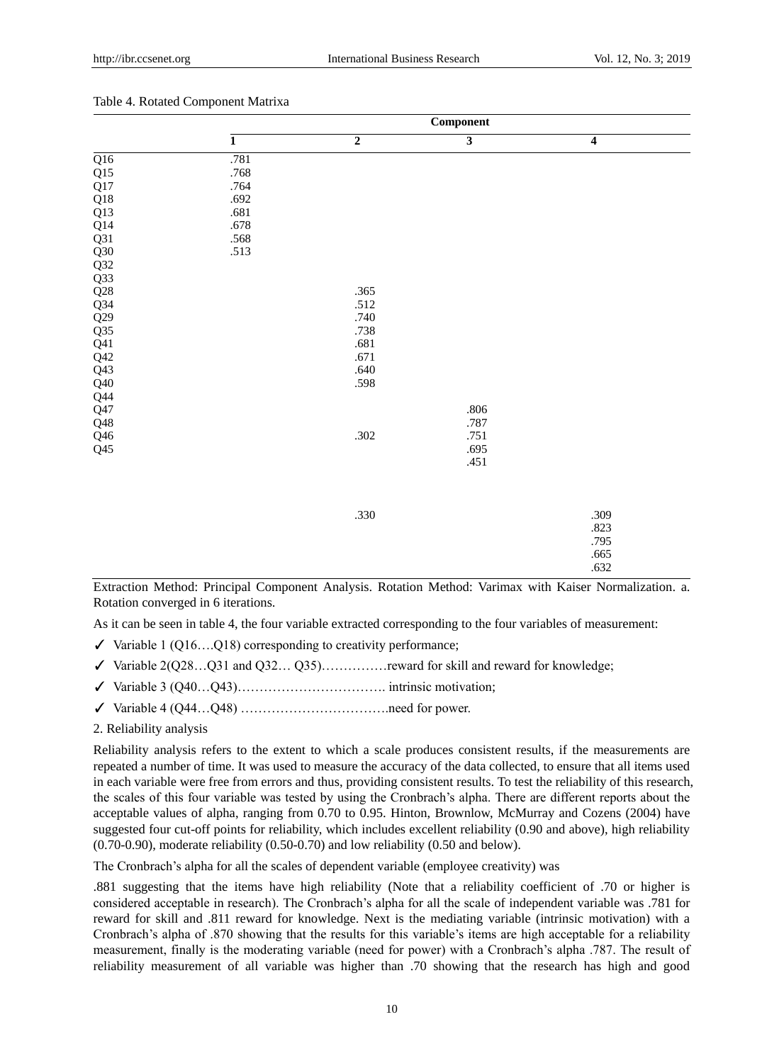Table 4. Rotated Component Matrixa

| | Component | | | |
|---|---|---|---|---|
| | 1 | 2 | 3 | 4 |
| Q16 | .781 | | | |
| Q15 | .768 | | | |
| Q17 | .764 | | | |
| Q18 | .692 | | | |
| Q13 | .681 | | | |
| Q14 | .678 | | | |
| Q31 | .568 | | | |
| Q30 | .513 | | | |
| Q32 | | | | |
| Q33 | | | | |
| Q28 | | .365 | | |
| Q34 | | .512 | | |
| Q29 | | .740 | | |
| Q35 | | .738 | | |
| Q41 | | .681 | | |
| Q42 | | .671 | | |
| Q43 | | .640 | | |
| Q40 | | .598 | | |
| Q44 | | | | |
| Q47 | | | .806 | |
| Q48 | | | .787 | |
| Q46 | | .302 | .751 | |
| Q45 | | | .695 | |
| | | | .451 | |
| | | | | |
| | | | | |
| | | .330 | | .309 |
| | | | | .823 |
| | | | | .795 |
| | | | | .665 |
| | | | | .632 |

Extraction Method: Principal Component Analysis. Rotation Method: Varimax with Kaiser Normalization. a. Rotation converged in 6 iterations.

As it can be seen in table 4, the four variable extracted corresponding to the four variables of measurement:

- ✓ Variable 1 (Q16….Q18) corresponding to creativity performance;
- ✓ Variable 2(Q28…Q31 and Q32… Q35)……………reward for skill and reward for knowledge;
- ✓ Variable 3 (Q40…Q43)……………………………. intrinsic motivation;
- ✓ Variable 4 (Q44…Q48) …………………………….need for power.

2. Reliability analysis

Reliability analysis refers to the extent to which a scale produces consistent results, if the measurements are repeated a number of time. It was used to measure the accuracy of the data collected, to ensure that all items used in each variable were free from errors and thus, providing consistent results. To test the reliability of this research, the scales of this four variable was tested by using the Cronbrach's alpha. There are different reports about the acceptable values of alpha, ranging from 0.70 to 0.95. Hinton, Brownlow, McMurray and Cozens (2004) have suggested four cut-off points for reliability, which includes excellent reliability (0.90 and above), high reliability (0.70-0.90), moderate reliability (0.50-0.70) and low reliability (0.50 and below).

The Cronbrach's alpha for all the scales of dependent variable (employee creativity) was

.881 suggesting that the items have high reliability (Note that a reliability coefficient of .70 or higher is considered acceptable in research). The Cronbrach's alpha for all the scale of independent variable was .781 for reward for skill and .811 reward for knowledge. Next is the mediating variable (intrinsic motivation) with a Cronbrach's alpha of .870 showing that the results for this variable's items are high acceptable for a reliability measurement, finally is the moderating variable (need for power) with a Cronbrach's alpha .787. The result of reliability measurement of all variable was higher than .70 showing that the research has high and good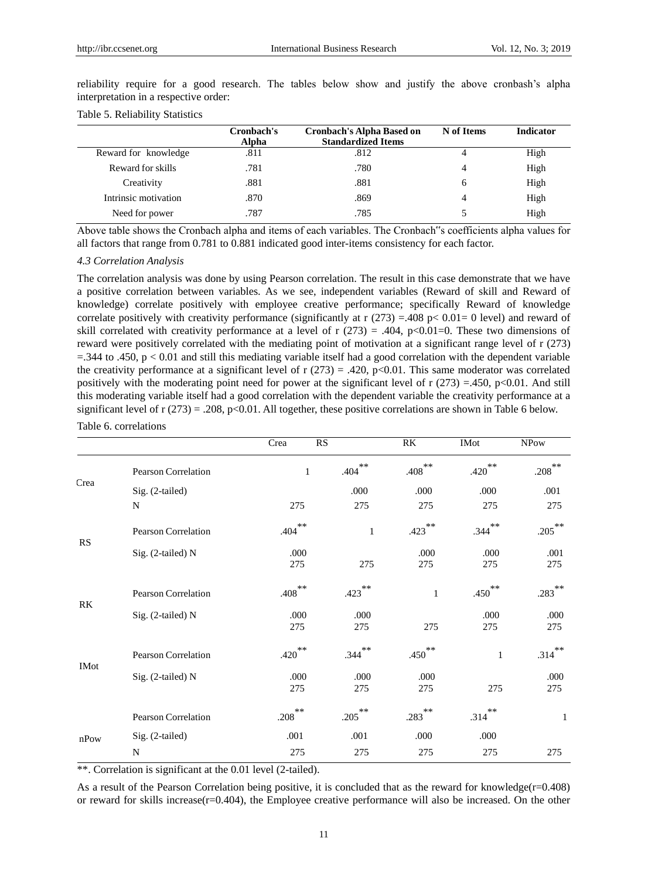reliability require for a good research. The tables below show and justify the above cronbash's alpha interpretation in a respective order:

Table 5. Reliability Statistics

| | Cronbach's Alpha | Cronbach's Alpha Based on Standardized Items | N of Items | Indicator |
|---|---|---|---|---|
| Reward for knowledge | .811 | .812 | 4 | High |
| Reward for skills | .781 | .780 | 4 | High |
| Creativity | .881 | .881 | 6 | High |
| Intrinsic motivation | .870 | .869 | 4 | High |
| Need for power | .787 | .785 | 5 | High |

Above table shows the Cronbach alpha and items of each variables. The Cronbach"s coefficients alpha values for all factors that range from 0.781 to 0.881 indicated good inter-items consistency for each factor.

*4.3 Correlation Analysis*

The correlation analysis was done by using Pearson correlation. The result in this case demonstrate that we have a positive correlation between variables. As we see, independent variables (Reward of skill and Reward of knowledge) correlate positively with employee creative performance; specifically Reward of knowledge correlate positively with creativity performance (significantly at $r\ (273) = .408$ $p < 0.01 = 0$ level) and reward of skill correlated with creativity performance at a level of $r\ (273) = .404$, $p<0.01=0$. These two dimensions of reward were positively correlated with the mediating point of motivation at a significant range level of $r\ (273) =.344$ to $.450$, $p < 0.01$ and still this mediating variable itself had a good correlation with the dependent variable the creativity performance at a significant level of $r\ (273) = .420$, $p<0.01$. This same moderator was correlated positively with the moderating point need for power at the significant level of $r\ (273) =.450$, $p<0.01$. And still this moderating variable itself had a good correlation with the dependent variable the creativity performance at a significant level of $r\ (273) = .208$, $p<0.01$. All together, these positive correlations are shown in Table 6 below.

Table 6. correlations

| | | Crea | RS | RK | IMot | NPow |
|---|---|---|---|---|---|---|
| Crea | Pearson Correlation | 1 | .404** | .408** | .420** | .208** |
| | Sig. (2-tailed) | | .000 | .000 | .000 | .001 |
| | N | 275 | 275 | 275 | 275 | 275 |
| RS | Pearson Correlation | .404** | 1 | .423** | .344** | .205** |
| | Sig. (2-tailed) | .000 | | .000 | .000 | .001 |
| | N | 275 | 275 | 275 | 275 | 275 |
| RK | Pearson Correlation | .408** | .423** | 1 | .450** | .283** |
| | Sig. (2-tailed) | .000 | .000 | | .000 | .000 |
| | N | 275 | 275 | 275 | 275 | 275 |
| IMot | Pearson Correlation | .420** | .344** | .450** | 1 | .314** |
| | Sig. (2-tailed) | .000 | .000 | .000 | | .000 |
| | N | 275 | 275 | 275 | 275 | 275 |
| nPow | Pearson Correlation | .208** | .205** | .283** | .314** | 1 |
| | Sig. (2-tailed) | .001 | .001 | .000 | .000 | |
| | N | 275 | 275 | 275 | 275 | 275 |

**. Correlation is significant at the 0.01 level (2-tailed).

As a result of the Pearson Correlation being positive, it is concluded that as the reward for knowledge($r=0.408$) or reward for skills increase($r=0.404$), the Employee creative performance will also be increased. On the other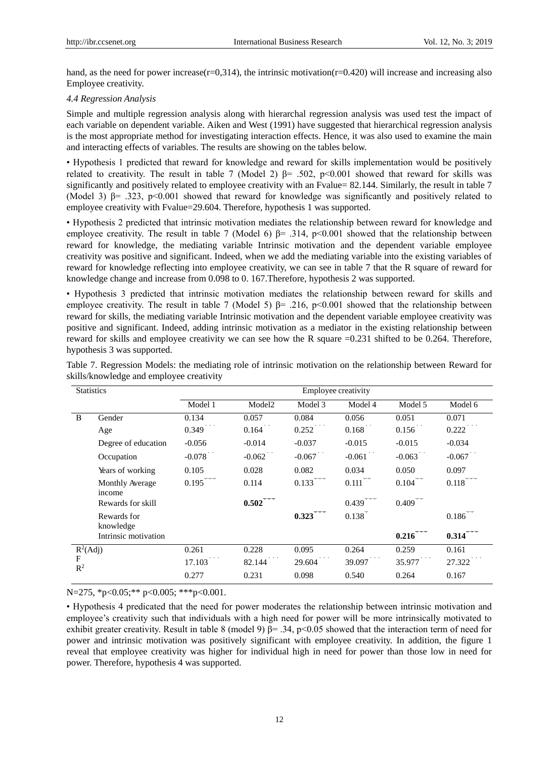hand, as the need for power increase(r=0,314), the intrinsic motivation(r=0.420) will increase and increasing also Employee creativity.

### *4.4 Regression Analysis*

Simple and multiple regression analysis along with hierarchal regression analysis was used test the impact of each variable on dependent variable. Aiken and West (1991) have suggested that hierarchical regression analysis is the most appropriate method for investigating interaction effects. Hence, it was also used to examine the main and interacting effects of variables. The results are showing on the tables below.

- Hypothesis 1 predicted that reward for knowledge and reward for skills implementation would be positively related to creativity. The result in table 7 (Model 2) β= .502, p<0.001 showed that reward for skills was significantly and positively related to employee creativity with an Fvalue= 82.144. Similarly, the result in table 7 (Model 3) β= .323, p<0.001 showed that reward for knowledge was significantly and positively related to employee creativity with Fvalue=29.604. Therefore, hypothesis 1 was supported.
- Hypothesis 2 predicted that intrinsic motivation mediates the relationship between reward for knowledge and employee creativity. The result in table 7 (Model 6) β= .314, p<0.001 showed that the relationship between reward for knowledge, the mediating variable Intrinsic motivation and the dependent variable employee creativity was positive and significant. Indeed, when we add the mediating variable into the existing variables of reward for knowledge reflecting into employee creativity, we can see in table 7 that the R square of reward for knowledge change and increase from 0.098 to 0. 167.Therefore, hypothesis 2 was supported.
- Hypothesis 3 predicted that intrinsic motivation mediates the relationship between reward for skills and employee creativity. The result in table 7 (Model 5) β= .216, p<0.001 showed that the relationship between reward for skills, the mediating variable Intrinsic motivation and the dependent variable employee creativity was positive and significant. Indeed, adding intrinsic motivation as a mediator in the existing relationship between reward for skills and employee creativity we can see how the R square =0.231 shifted to be 0.264. Therefore, hypothesis 3 was supported.

Table 7. Regression Models: the mediating role of intrinsic motivation on the relationship between Reward for skills/knowledge and employee creativity

| Statistics | | Employee creativity | | | | | |
|---|---|---|---|---|---|---|---|
| | | Model 1 | Model2 | Model 3 | Model 4 | Model 5 | Model 6 |
| B | Gender | 0.134 | 0.057 | 0.084 | 0.056 | 0.051 | 0.071 |
| | Age | 0.349*** | 0.164** | 0.252*** | 0.168** | 0.156** | 0.222*** |
| | Degree of education | -0.056 | -0.014 | -0.037 | -0.015 | -0.015 | -0.034 |
| | Occupation | -0.078** | -0.062** | -0.067** | -0.061** | -0.063** | -0.067** |
| | Years of working | 0.105 | 0.028 | 0.082 | 0.034 | 0.050 | 0.097 |
| | Monthly Average income | 0.195*** | 0.114 | 0.133*** | 0.111** | 0.104** | 0.118*** |
| | Rewards for skill | | **0.502***** | | 0.439*** | 0.409*** | |
| | Rewards for knowledge | | | **0.323***** | 0.138* | | 0.186** |
| | Intrinsic motivation | | | | | **0.216***** | **0.314***** |
| $R^2$(Adj) | | 0.261 | 0.228 | 0.095 | 0.264 | 0.259 | 0.161 |
| F | | 17.103*** | 82.144*** | 29.604*** | 39.097*** | 35.977*** | 27.322*** |
| $R^2$ | | 0.277 | 0.231 | 0.098 | 0.540 | 0.264 | 0.167 |

N=275, *p<0.05;** p<0.005; ***p<0.001.

- Hypothesis 4 predicated that the need for power moderates the relationship between intrinsic motivation and employee's creativity such that individuals with a high need for power will be more intrinsically motivated to exhibit greater creativity. Result in table 8 (model 9) β= .34, p<0.05 showed that the interaction term of need for power and intrinsic motivation was positively significant with employee creativity. In addition, the figure 1 reveal that employee creativity was higher for individual high in need for power than those low in need for power. Therefore, hypothesis 4 was supported.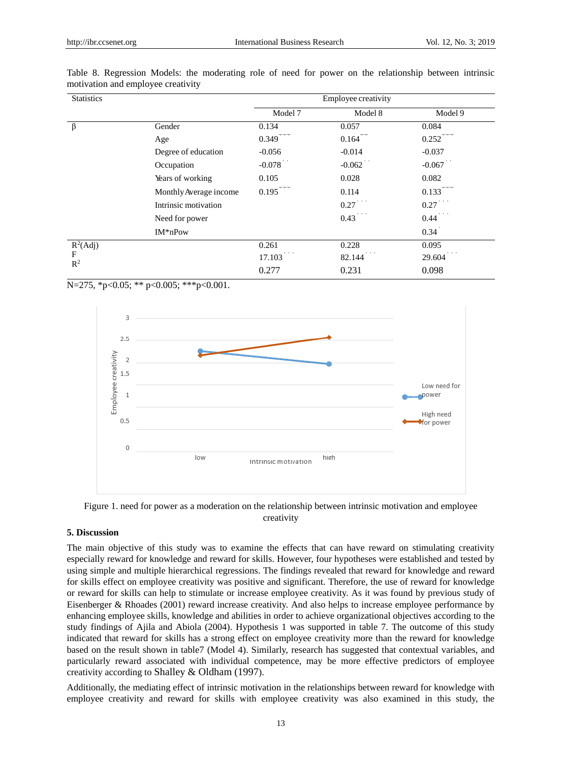Table 8. Regression Models: the moderating role of need for power on the relationship between intrinsic motivation and employee creativity

| Statistics | | Employee creativity | | |
|---|---|---|---|---|
| | | Model 7 | Model 8 | Model 9 |
| β | Gender | 0.134 | 0.057 | 0.084 |
| | Age | 0.349*** | 0.164** | 0.252*** |
| | Degree of education | -0.056 | -0.014 | -0.037 |
| | Occupation | -0.078** | -0.062** | -0.067** |
| | Years of working | 0.105 | 0.028 | 0.082 |
| | Monthly Average income | 0.195*** | 0.114 | 0.133*** |
| | Intrinsic motivation | | 0.27*** | 0.27*** |
| | Need for power | | 0.43*** | 0.44*** |
| | IM*nPow | | | 0.34* |
| $R^2$(Adj) | | 0.261 | 0.228 | 0.095 |
| F | | 17.103*** | 82.144*** | 29.604*** |
| $R^2$ | | 0.277 | 0.231 | 0.098 |

N=275, *p<0.05; ** p<0.005; ***p<0.001.

Figure 1. need for power as a moderation on the relationship between intrinsic motivation and employee creativity

## 5. Discussion

The main objective of this study was to examine the effects that can have reward on stimulating creativity especially reward for knowledge and reward for skills. However, four hypotheses were established and tested by using simple and multiple hierarchical regressions. The findings revealed that reward for knowledge and reward for skills effect on employee creativity was positive and significant. Therefore, the use of reward for knowledge or reward for skills can help to stimulate or increase employee creativity. As it was found by previous study of Eisenberger & Rhoades (2001) reward increase creativity. And also helps to increase employee performance by enhancing employee skills, knowledge and abilities in order to achieve organizational objectives according to the study findings of Ajila and Abiola (2004). Hypothesis 1 was supported in table 7. The outcome of this study indicated that reward for skills has a strong effect on employee creativity more than the reward for knowledge based on the result shown in table7 (Model 4). Similarly, research has suggested that contextual variables, and particularly reward associated with individual competence, may be more effective predictors of employee creativity according to Shalley & Oldham (1997).

Additionally, the mediating effect of intrinsic motivation in the relationships between reward for knowledge with employee creativity and reward for skills with employee creativity was also examined in this study, the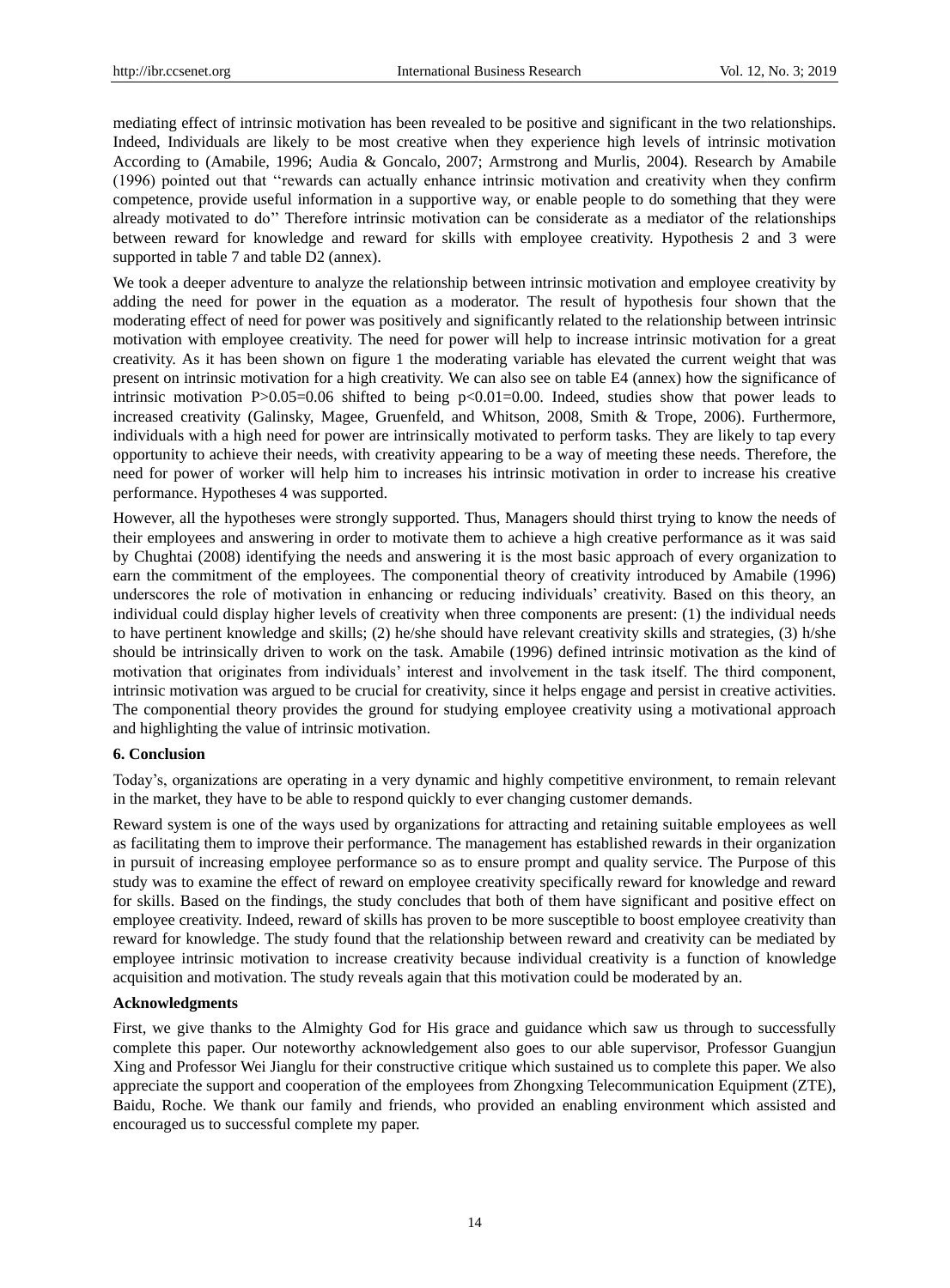mediating effect of intrinsic motivation has been revealed to be positive and significant in the two relationships. Indeed, Individuals are likely to be most creative when they experience high levels of intrinsic motivation According to (Amabile, 1996; Audia & Goncalo, 2007; Armstrong and Murlis, 2004). Research by Amabile (1996) pointed out that ''rewards can actually enhance intrinsic motivation and creativity when they confirm competence, provide useful information in a supportive way, or enable people to do something that they were already motivated to do'' Therefore intrinsic motivation can be considerate as a mediator of the relationships between reward for knowledge and reward for skills with employee creativity. Hypothesis 2 and 3 were supported in table 7 and table D2 (annex).

We took a deeper adventure to analyze the relationship between intrinsic motivation and employee creativity by adding the need for power in the equation as a moderator. The result of hypothesis four shown that the moderating effect of need for power was positively and significantly related to the relationship between intrinsic motivation with employee creativity. The need for power will help to increase intrinsic motivation for a great creativity. As it has been shown on figure 1 the moderating variable has elevated the current weight that was present on intrinsic motivation for a high creativity. We can also see on table E4 (annex) how the significance of intrinsic motivation $P>0.05=0.06$ shifted to being $p<0.01=0.00$. Indeed, studies show that power leads to increased creativity (Galinsky, Magee, Gruenfeld, and Whitson, 2008, Smith & Trope, 2006). Furthermore, individuals with a high need for power are intrinsically motivated to perform tasks. They are likely to tap every opportunity to achieve their needs, with creativity appearing to be a way of meeting these needs. Therefore, the need for power of worker will help him to increases his intrinsic motivation in order to increase his creative performance. Hypotheses 4 was supported.

However, all the hypotheses were strongly supported. Thus, Managers should thirst trying to know the needs of their employees and answering in order to motivate them to achieve a high creative performance as it was said by Chughtai (2008) identifying the needs and answering it is the most basic approach of every organization to earn the commitment of the employees. The componential theory of creativity introduced by Amabile (1996) underscores the role of motivation in enhancing or reducing individuals' creativity. Based on this theory, an individual could display higher levels of creativity when three components are present: (1) the individual needs to have pertinent knowledge and skills; (2) he/she should have relevant creativity skills and strategies, (3) h/she should be intrinsically driven to work on the task. Amabile (1996) defined intrinsic motivation as the kind of motivation that originates from individuals' interest and involvement in the task itself. The third component, intrinsic motivation was argued to be crucial for creativity, since it helps engage and persist in creative activities. The componential theory provides the ground for studying employee creativity using a motivational approach and highlighting the value of intrinsic motivation.

## 6. Conclusion

Today's, organizations are operating in a very dynamic and highly competitive environment, to remain relevant in the market, they have to be able to respond quickly to ever changing customer demands.

Reward system is one of the ways used by organizations for attracting and retaining suitable employees as well as facilitating them to improve their performance. The management has established rewards in their organization in pursuit of increasing employee performance so as to ensure prompt and quality service. The Purpose of this study was to examine the effect of reward on employee creativity specifically reward for knowledge and reward for skills. Based on the findings, the study concludes that both of them have significant and positive effect on employee creativity. Indeed, reward of skills has proven to be more susceptible to boost employee creativity than reward for knowledge. The study found that the relationship between reward and creativity can be mediated by employee intrinsic motivation to increase creativity because individual creativity is a function of knowledge acquisition and motivation. The study reveals again that this motivation could be moderated by an.

## Acknowledgments

First, we give thanks to the Almighty God for His grace and guidance which saw us through to successfully complete this paper. Our noteworthy acknowledgement also goes to our able supervisor, Professor Guangjun Xing and Professor Wei Jianglu for their constructive critique which sustained us to complete this paper. We also appreciate the support and cooperation of the employees from Zhongxing Telecommunication Equipment (ZTE), Baidu, Roche. We thank our family and friends, who provided an enabling environment which assisted and encouraged us to successful complete my paper.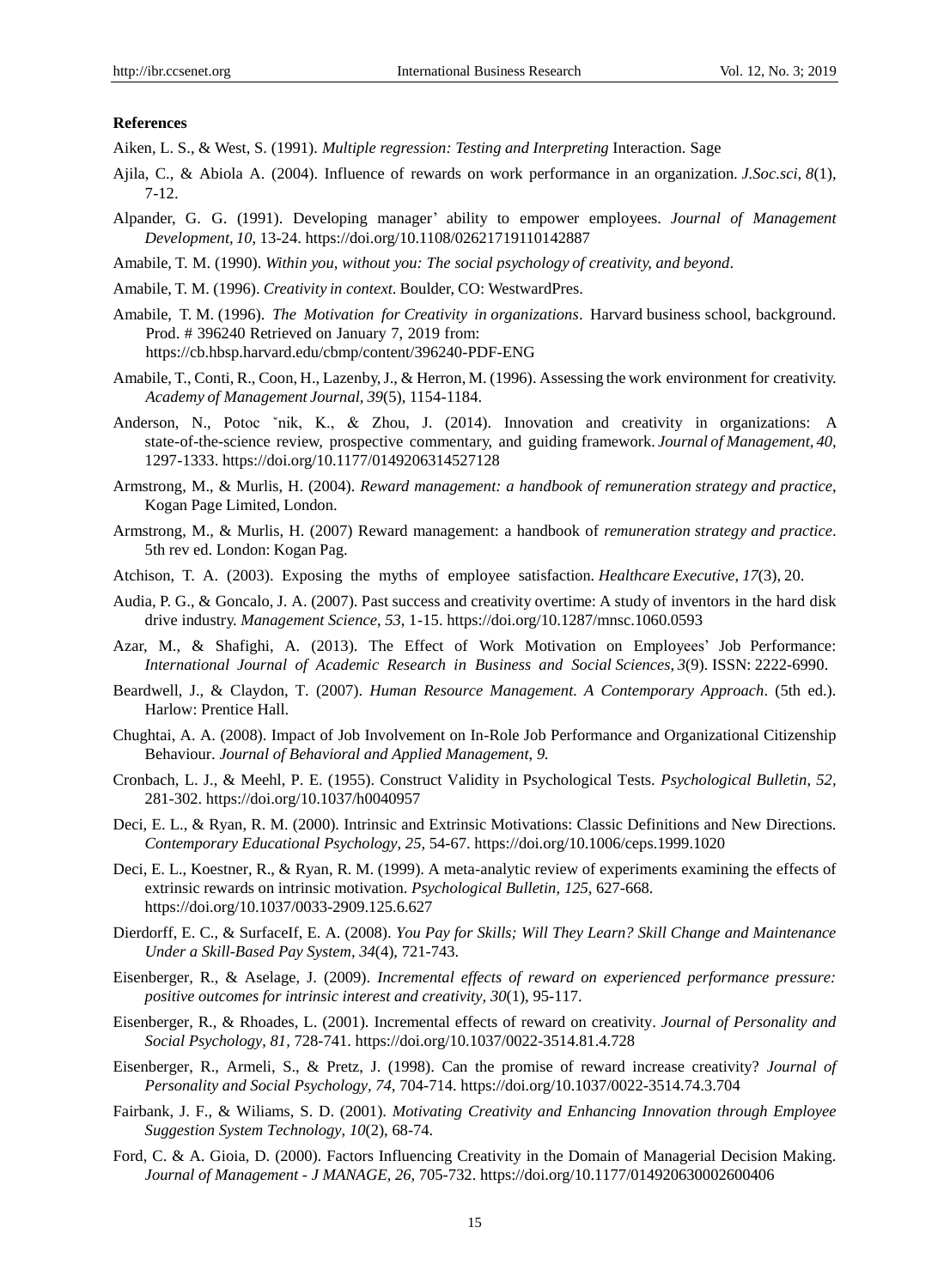**References**

Aiken, L. S., & West, S. (1991). *Multiple regression: Testing and Interpreting* Interaction. Sage

Ajila, C., & Abiola A. (2004). Influence of rewards on work performance in an organization. *J.Soc.sci, 8*(1), 7-12.

Alpander, G. G. (1991). Developing manager' ability to empower employees. *Journal of Management Development, 10,* 13-24. https://doi.org/10.1108/02621719110142887

Amabile, T. M. (1990). *Within you, without you: The social psychology of creativity, and beyond*.

Amabile, T. M. (1996). *Creativity in context*. Boulder, CO: WestwardPres.

Amabile, T. M. (1996). *The Motivation for Creativity in organizations*. Harvard business school, background. Prod. # 396240 Retrieved on January 7, 2019 from: https://cb.hbsp.harvard.edu/cbmp/content/396240-PDF-ENG

Amabile, T., Conti, R., Coon, H., Lazenby, J., & Herron, M. (1996). Assessing the work environment for creativity. *Academy of Management Journal, 39*(5), 1154-1184.

Anderson, N., Potoc ˇnik, K., & Zhou, J. (2014). Innovation and creativity in organizations: A state-of-the-science review, prospective commentary, and guiding framework. *Journal of Management, 40,* 1297-1333. https://doi.org/10.1177/0149206314527128

Armstrong, M., & Murlis, H. (2004). *Reward management: a handbook of remuneration strategy and practice*, Kogan Page Limited, London.

Armstrong, M., & Murlis, H. (2007) Reward management: a handbook of *remuneration strategy and practice*. 5th rev ed. London: Kogan Pag.

Atchison, T. A. (2003). Exposing the myths of employee satisfaction. *Healthcare Executive, 17*(3), 20.

Audia, P. G., & Goncalo, J. A. (2007). Past success and creativity overtime: A study of inventors in the hard disk drive industry. *Management Science, 53,* 1-15. https://doi.org/10.1287/mnsc.1060.0593

Azar, M., & Shafighi, A. (2013). The Effect of Work Motivation on Employees' Job Performance: *International Journal of Academic Research in Business and Social Sciences, 3*(9). ISSN: 2222-6990.

Beardwell, J., & Claydon, T. (2007). *Human Resource Management. A Contemporary Approach*. (5th ed.). Harlow: Prentice Hall.

Chughtai, A. A. (2008). Impact of Job Involvement on In-Role Job Performance and Organizational Citizenship Behaviour. *Journal of Behavioral and Applied Management, 9.*

Cronbach, L. J., & Meehl, P. E. (1955). Construct Validity in Psychological Tests. *Psychological Bulletin, 52,* 281-302. https://doi.org/10.1037/h0040957

Deci, E. L., & Ryan, R. M. (2000). Intrinsic and Extrinsic Motivations: Classic Definitions and New Directions. *Contemporary Educational Psychology, 25,* 54-67. https://doi.org/10.1006/ceps.1999.1020

Deci, E. L., Koestner, R., & Ryan, R. M. (1999). A meta-analytic review of experiments examining the effects of extrinsic rewards on intrinsic motivation. *Psychological Bulletin, 125,* 627-668. https://doi.org/10.1037/0033-2909.125.6.627

Dierdorff, E. C., & SurfaceIf, E. A. (2008). *You Pay for Skills; Will They Learn? Skill Change and Maintenance Under a Skill-Based Pay System, 34*(4), 721-743.

Eisenberger, R., & Aselage, J. (2009). *Incremental effects of reward on experienced performance pressure: positive outcomes for intrinsic interest and creativity, 30*(1), 95-117.

Eisenberger, R., & Rhoades, L. (2001). Incremental effects of reward on creativity. *Journal of Personality and Social Psychology, 81,* 728-741. https://doi.org/10.1037/0022-3514.81.4.728

Eisenberger, R., Armeli, S., & Pretz, J. (1998). Can the promise of reward increase creativity? *Journal of Personality and Social Psychology, 74,* 704-714. https://doi.org/10.1037/0022-3514.74.3.704

Fairbank, J. F., & Wiliams, S. D. (2001). *Motivating Creativity and Enhancing Innovation through Employee Suggestion System Technology, 10*(2), 68-74.

Ford, C. & A. Gioia, D. (2000). Factors Influencing Creativity in the Domain of Managerial Decision Making. *Journal of Management - J MANAGE, 26,* 705-732. https://doi.org/10.1177/014920630002600406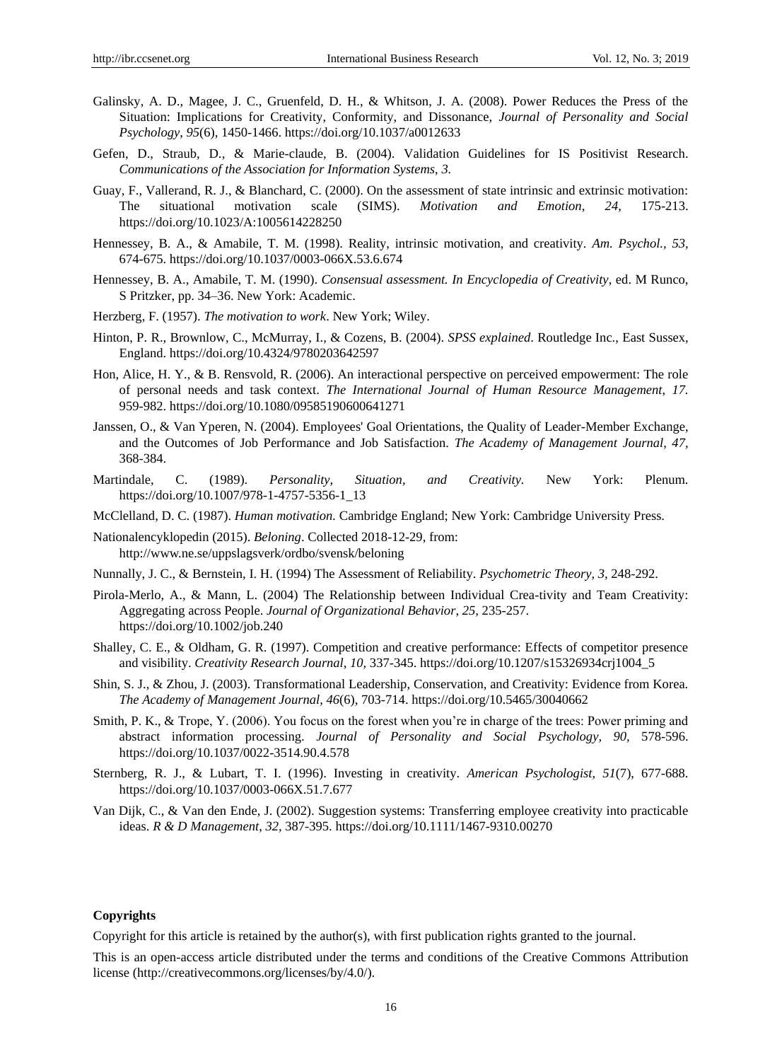Galinsky, A. D., Magee, J. C., Gruenfeld, D. H., & Whitson, J. A. (2008). Power Reduces the Press of the Situation: Implications for Creativity, Conformity, and Dissonance, *Journal of Personality and Social Psychology*, *95*(6), 1450-1466. https://doi.org/10.1037/a0012633

Gefen, D., Straub, D., & Marie-claude, B. (2004). Validation Guidelines for IS Positivist Research. *Communications of the Association for Information Systems*, *3*.

Guay, F., Vallerand, R. J., & Blanchard, C. (2000). On the assessment of state intrinsic and extrinsic motivation: The situational motivation scale (SIMS). *Motivation and Emotion*, *24*, 175-213. https://doi.org/10.1023/A:1005614228250

Hennessey, B. A., & Amabile, T. M. (1998). Reality, intrinsic motivation, and creativity. *Am. Psychol.*, *53*, 674-675. https://doi.org/10.1037/0003-066X.53.6.674

Hennessey, B. A., Amabile, T. M. (1990). *Consensual assessment. In Encyclopedia of Creativity*, ed. M Runco, S Pritzker, pp. 34–36. New York: Academic.

Herzberg, F. (1957). *The motivation to work*. New York; Wiley.

Hinton, P. R., Brownlow, C., McMurray, I., & Cozens, B. (2004). *SPSS explained*. Routledge Inc., East Sussex, England. https://doi.org/10.4324/9780203642597

Hon, Alice, H. Y., & B. Rensvold, R. (2006). An interactional perspective on perceived empowerment: The role of personal needs and task context. *The International Journal of Human Resource Management*, *17*. 959-982. https://doi.org/10.1080/09585190600641271

Janssen, O., & Van Yperen, N. (2004). Employees' Goal Orientations, the Quality of Leader-Member Exchange, and the Outcomes of Job Performance and Job Satisfaction. *The Academy of Management Journal*, *47*, 368-384.

Martindale, C. (1989). *Personality, Situation, and Creativity.* New York: Plenum. https://doi.org/10.1007/978-1-4757-5356-1_13

McClelland, D. C. (1987). *Human motivation*. Cambridge England; New York: Cambridge University Press.

Nationalencyklopedin (2015). *Beloning*. Collected 2018-12-29, from: http://www.ne.se/uppslagsverk/ordbo/svensk/beloning

Nunnally, J. C., & Bernstein, I. H. (1994) The Assessment of Reliability. *Psychometric Theory*, *3*, 248-292.

Pirola-Merlo, A., & Mann, L. (2004) The Relationship between Individual Crea-tivity and Team Creativity: Aggregating across People. *Journal of Organizational Behavior*, *25*, 235-257. https://doi.org/10.1002/job.240

Shalley, C. E., & Oldham, G. R. (1997). Competition and creative performance: Effects of competitor presence and visibility. *Creativity Research Journal*, *10*, 337-345. https://doi.org/10.1207/s15326934crj1004_5

Shin, S. J., & Zhou, J. (2003). Transformational Leadership, Conservation, and Creativity: Evidence from Korea. *The Academy of Management Journal*, *46*(6), 703-714. https://doi.org/10.5465/30040662

Smith, P. K., & Trope, Y. (2006). You focus on the forest when you're in charge of the trees: Power priming and abstract information processing. *Journal of Personality and Social Psychology*, *90*, 578-596. https://doi.org/10.1037/0022-3514.90.4.578

Sternberg, R. J., & Lubart, T. I. (1996). Investing in creativity. *American Psychologist*, *51*(7), 677-688. https://doi.org/10.1037/0003-066X.51.7.677

Van Dijk, C., & Van den Ende, J. (2002). Suggestion systems: Transferring employee creativity into practicable ideas. *R & D Management*, *32*, 387-395. https://doi.org/10.1111/1467-9310.00270

**Copyrights**

Copyright for this article is retained by the author(s), with first publication rights granted to the journal.

This is an open-access article distributed under the terms and conditions of the Creative Commons Attribution license (http://creativecommons.org/licenses/by/4.0/).